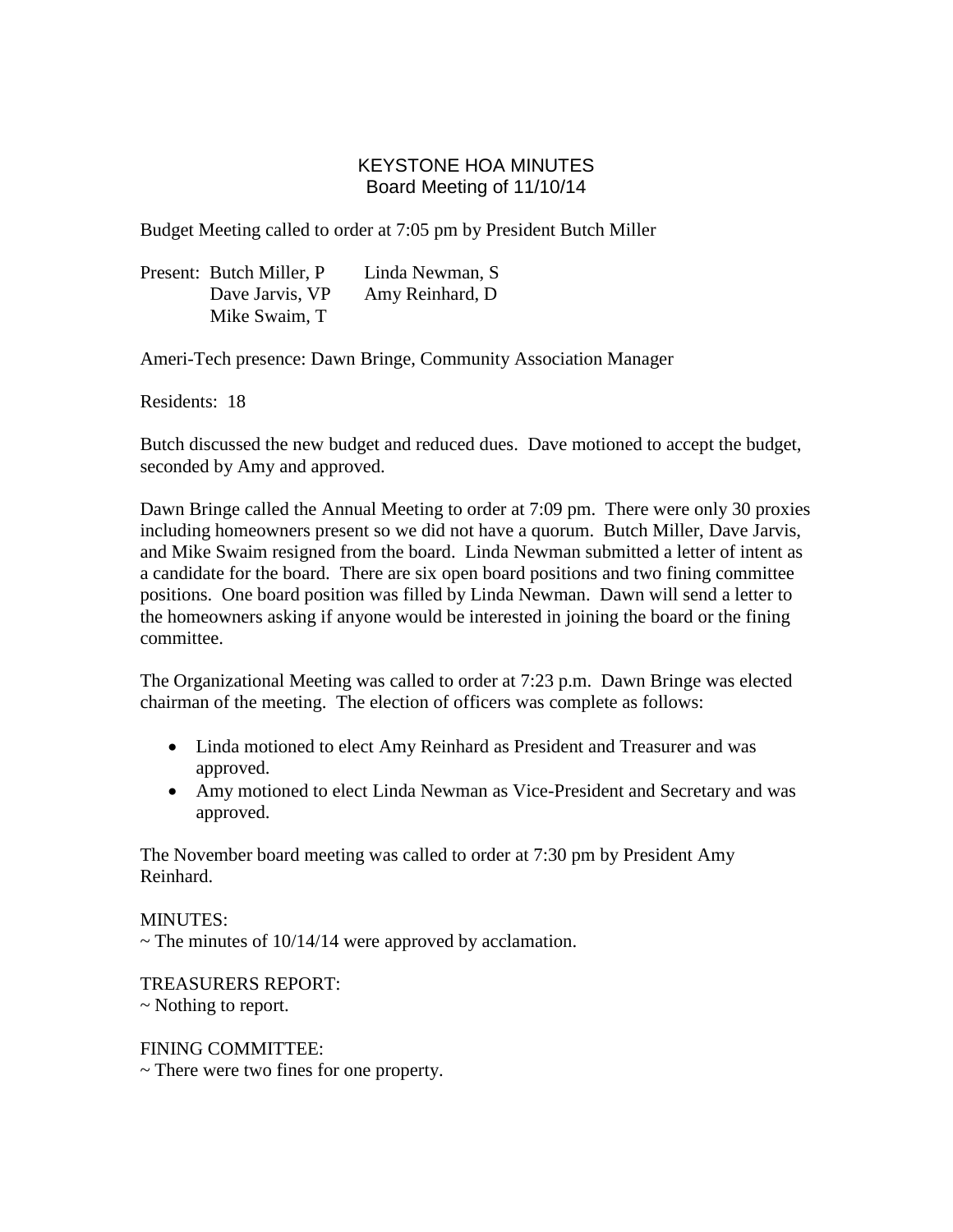# KEYSTONE HOA MINUTES
## Board Meeting of 11/10/14

Budget Meeting called to order at 7:05 pm by President Butch Miller

Present: Butch Miller, P    Linda Newman, S
Dave Jarvis, VP    Amy Reinhard, D
Mike Swaim, T

Ameri-Tech presence: Dawn Bringe, Community Association Manager

Residents: 18

Butch discussed the new budget and reduced dues. Dave motioned to accept the budget, seconded by Amy and approved.

Dawn Bringe called the Annual Meeting to order at 7:09 pm. There were only 30 proxies including homeowners present so we did not have a quorum. Butch Miller, Dave Jarvis, and Mike Swaim resigned from the board. Linda Newman submitted a letter of intent as a candidate for the board. There are six open board positions and two fining committee positions. One board position was filled by Linda Newman. Dawn will send a letter to the homeowners asking if anyone would be interested in joining the board or the fining committee.

The Organizational Meeting was called to order at 7:23 p.m. Dawn Bringe was elected chairman of the meeting. The election of officers was complete as follows:

- Linda motioned to elect Amy Reinhard as President and Treasurer and was approved.
- Amy motioned to elect Linda Newman as Vice-President and Secretary and was approved.

The November board meeting was called to order at 7:30 pm by President Amy Reinhard.

MINUTES:
~ The minutes of 10/14/14 were approved by acclamation.

TREASURERS REPORT:
~ Nothing to report.

FINING COMMITTEE:
~ There were two fines for one property.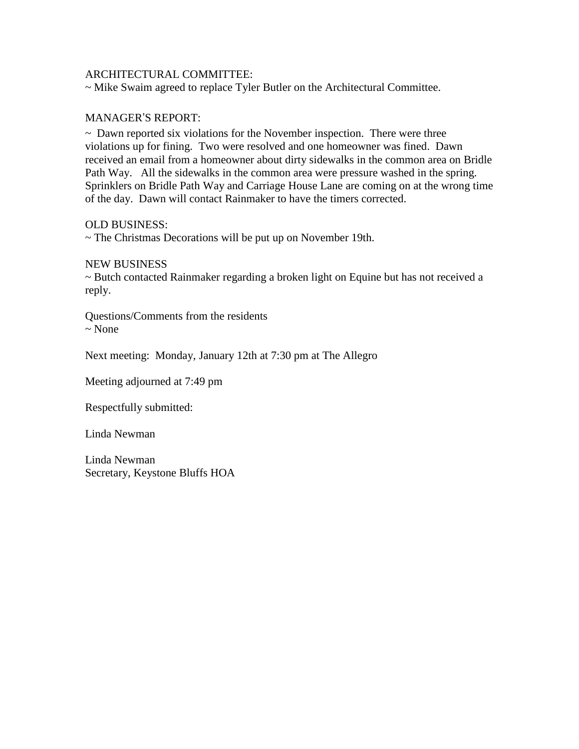ARCHITECTURAL COMMITTEE:

~ Mike Swaim agreed to replace Tyler Butler on the Architectural Committee.

MANAGER'S REPORT:

~ Dawn reported six violations for the November inspection. There were three violations up for fining. Two were resolved and one homeowner was fined. Dawn received an email from a homeowner about dirty sidewalks in the common area on Bridle Path Way. All the sidewalks in the common area were pressure washed in the spring. Sprinklers on Bridle Path Way and Carriage House Lane are coming on at the wrong time of the day. Dawn will contact Rainmaker to have the timers corrected.

OLD BUSINESS:

~ The Christmas Decorations will be put up on November 19th.

NEW BUSINESS

~ Butch contacted Rainmaker regarding a broken light on Equine but has not received a reply.

Questions/Comments from the residents

~ None

Next meeting: Monday, January 12th at 7:30 pm at The Allegro

Meeting adjourned at 7:49 pm

Respectfully submitted:

Linda Newman

Linda Newman
Secretary, Keystone Bluffs HOA